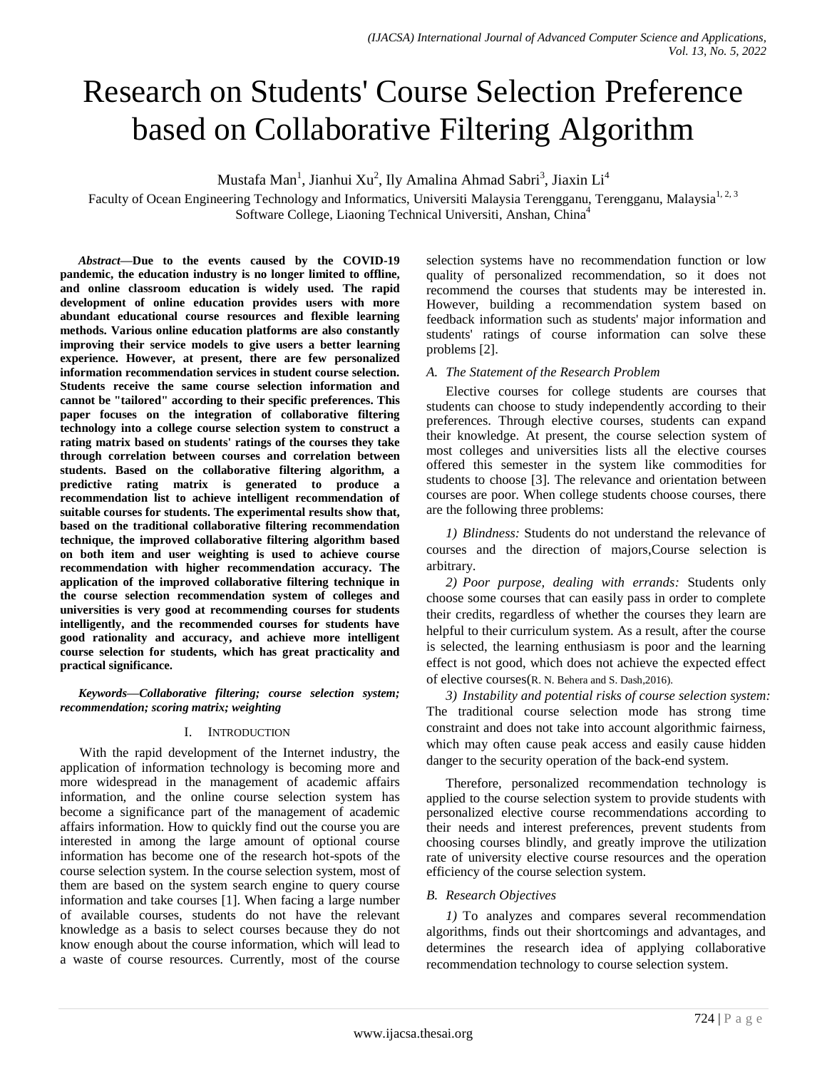# Research on Students' Course Selection Preference based on Collaborative Filtering Algorithm

Mustafa Man[1], Jianhui Xu[2], Ily Amalina Ahmad Sabri[3], Jiaxin Li[4]

Faculty of Ocean Engineering Technology and Informatics, Universiti Malaysia Terengganu, Terengganu, Malaysia[1, 2, 3]
Software College, Liaoning Technical Universiti, Anshan, China[4]

***Abstract*—Due to the events caused by the COVID-19 pandemic, the education industry is no longer limited to offline, and online classroom education is widely used. The rapid development of online education provides users with more abundant educational course resources and flexible learning methods. Various online education platforms are also constantly improving their service models to give users a better learning experience. However, at present, there are few personalized information recommendation services in student course selection. Students receive the same course selection information and cannot be "tailored" according to their specific preferences. This paper focuses on the integration of collaborative filtering technology into a college course selection system to construct a rating matrix based on students' ratings of the courses they take through correlation between courses and correlation between students. Based on the collaborative filtering algorithm, a predictive rating matrix is generated to produce a recommendation list to achieve intelligent recommendation of suitable courses for students. The experimental results show that, based on the traditional collaborative filtering recommendation technique, the improved collaborative filtering algorithm based on both item and user weighting is used to achieve course recommendation with higher recommendation accuracy. The application of the improved collaborative filtering technique in the course selection recommendation system of colleges and universities is very good at recommending courses for students intelligently, and the recommended courses for students have good rationality and accuracy, and achieve more intelligent course selection for students, which has great practicality and practical significance.**

***Keywords*—*Collaborative filtering; course selection system; recommendation; scoring matrix; weighting***

## I. Introduction

With the rapid development of the Internet industry, the application of information technology is becoming more and more widespread in the management of academic affairs information, and the online course selection system has become a significance part of the management of academic affairs information. How to quickly find out the course you are interested in among the large amount of optional course information has become one of the research hot-spots of the course selection system. In the course selection system, most of them are based on the system search engine to query course information and take courses [1]. When facing a large number of available courses, students do not have the relevant knowledge as a basis to select courses because they do not know enough about the course information, which will lead to a waste of course resources. Currently, most of the course selection systems have no recommendation function or low quality of personalized recommendation, so it does not recommend the courses that students may be interested in. However, building a recommendation system based on feedback information such as students' major information and students' ratings of course information can solve these problems [2].

### A. The Statement of the Research Problem

Elective courses for college students are courses that students can choose to study independently according to their preferences. Through elective courses, students can expand their knowledge. At present, the course selection system of most colleges and universities lists all the elective courses offered this semester in the system like commodities for students to choose [3]. The relevance and orientation between courses are poor. When college students choose courses, there are the following three problems:

*1) Blindness:* Students do not understand the relevance of courses and the direction of majors,Course selection is arbitrary.

*2) Poor purpose, dealing with errands:* Students only choose some courses that can easily pass in order to complete their credits, regardless of whether the courses they learn are helpful to their curriculum system. As a result, after the course is selected, the learning enthusiasm is poor and the learning effect is not good, which does not achieve the expected effect of elective courses(R. N. Behera and S. Dash,2016).

*3) Instability and potential risks of course selection system:* The traditional course selection mode has strong time constraint and does not take into account algorithmic fairness, which may often cause peak access and easily cause hidden danger to the security operation of the back-end system.

Therefore, personalized recommendation technology is applied to the course selection system to provide students with personalized elective course recommendations according to their needs and interest preferences, prevent students from choosing courses blindly, and greatly improve the utilization rate of university elective course resources and the operation efficiency of the course selection system.

### B. Research Objectives

*1)* To analyzes and compares several recommendation algorithms, finds out their shortcomings and advantages, and determines the research idea of applying collaborative recommendation technology to course selection system.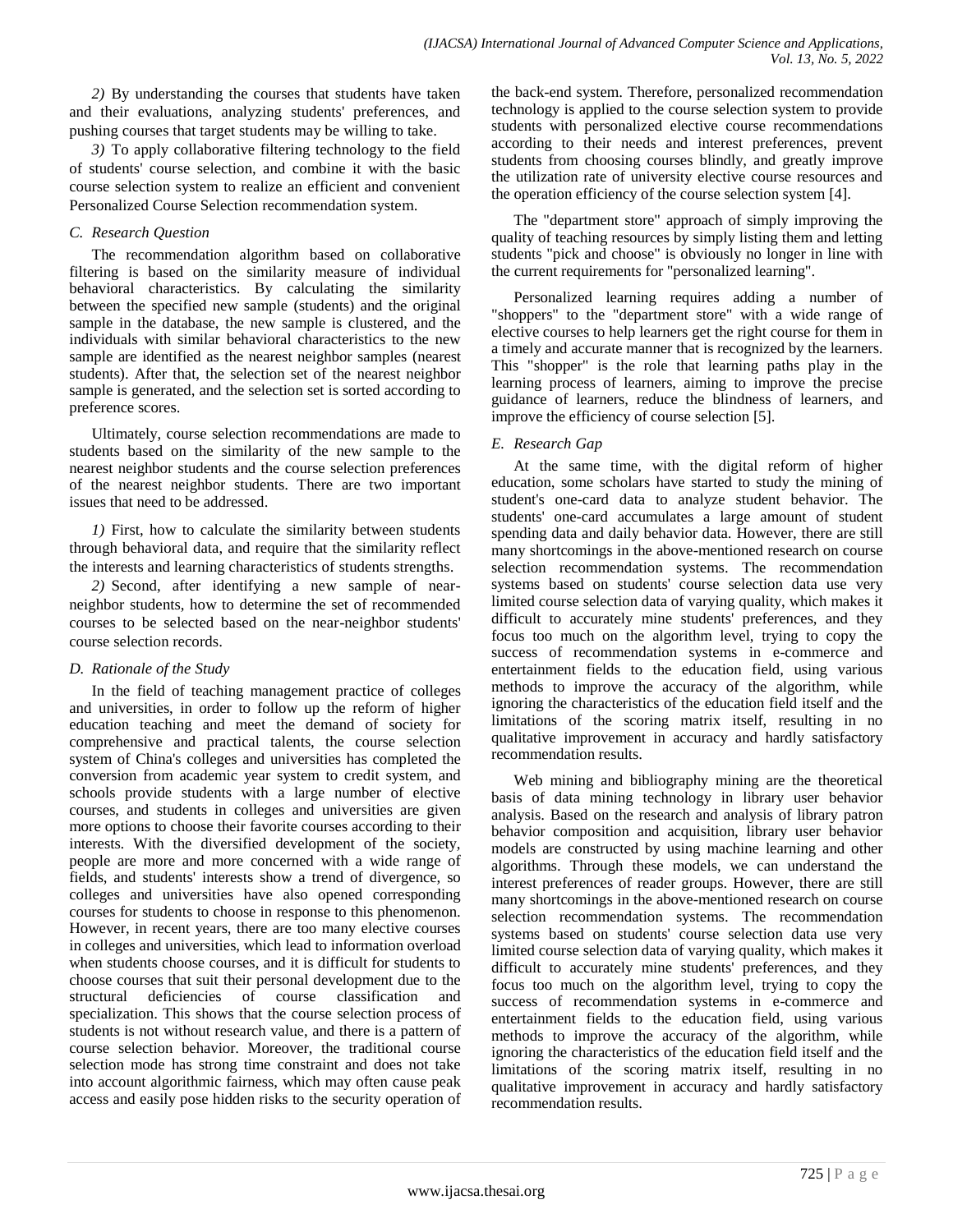*2)* By understanding the courses that students have taken and their evaluations, analyzing students' preferences, and pushing courses that target students may be willing to take.

*3)* To apply collaborative filtering technology to the field of students' course selection, and combine it with the basic course selection system to realize an efficient and convenient Personalized Course Selection recommendation system.

### *C. Research Question*

The recommendation algorithm based on collaborative filtering is based on the similarity measure of individual behavioral characteristics. By calculating the similarity between the specified new sample (students) and the original sample in the database, the new sample is clustered, and the individuals with similar behavioral characteristics to the new sample are identified as the nearest neighbor samples (nearest students). After that, the selection set of the nearest neighbor sample is generated, and the selection set is sorted according to preference scores.

Ultimately, course selection recommendations are made to students based on the similarity of the new sample to the nearest neighbor students and the course selection preferences of the nearest neighbor students. There are two important issues that need to be addressed.

*1)* First, how to calculate the similarity between students through behavioral data, and require that the similarity reflect the interests and learning characteristics of students strengths.

*2)* Second, after identifying a new sample of near-neighbor students, how to determine the set of recommended courses to be selected based on the near-neighbor students' course selection records.

### *D. Rationale of the Study*

In the field of teaching management practice of colleges and universities, in order to follow up the reform of higher education teaching and meet the demand of society for comprehensive and practical talents, the course selection system of China's colleges and universities has completed the conversion from academic year system to credit system, and schools provide students with a large number of elective courses, and students in colleges and universities are given more options to choose their favorite courses according to their interests. With the diversified development of the society, people are more and more concerned with a wide range of fields, and students' interests show a trend of divergence, so colleges and universities have also opened corresponding courses for students to choose in response to this phenomenon. However, in recent years, there are too many elective courses in colleges and universities, which lead to information overload when students choose courses, and it is difficult for students to choose courses that suit their personal development due to the structural deficiencies of course classification and specialization. This shows that the course selection process of students is not without research value, and there is a pattern of course selection behavior. Moreover, the traditional course selection mode has strong time constraint and does not take into account algorithmic fairness, which may often cause peak access and easily pose hidden risks to the security operation of the back-end system. Therefore, personalized recommendation technology is applied to the course selection system to provide students with personalized elective course recommendations according to their needs and interest preferences, prevent students from choosing courses blindly, and greatly improve the utilization rate of university elective course resources and the operation efficiency of the course selection system [4].

The "department store" approach of simply improving the quality of teaching resources by simply listing them and letting students "pick and choose" is obviously no longer in line with the current requirements for "personalized learning".

Personalized learning requires adding a number of "shoppers" to the "department store" with a wide range of elective courses to help learners get the right course for them in a timely and accurate manner that is recognized by the learners. This "shopper" is the role that learning paths play in the learning process of learners, aiming to improve the precise guidance of learners, reduce the blindness of learners, and improve the efficiency of course selection [5].

### *E. Research Gap*

At the same time, with the digital reform of higher education, some scholars have started to study the mining of student's one-card data to analyze student behavior. The students' one-card accumulates a large amount of student spending data and daily behavior data. However, there are still many shortcomings in the above-mentioned research on course selection recommendation systems. The recommendation systems based on students' course selection data use very limited course selection data of varying quality, which makes it difficult to accurately mine students' preferences, and they focus too much on the algorithm level, trying to copy the success of recommendation systems in e-commerce and entertainment fields to the education field, using various methods to improve the accuracy of the algorithm, while ignoring the characteristics of the education field itself and the limitations of the scoring matrix itself, resulting in no qualitative improvement in accuracy and hardly satisfactory recommendation results.

Web mining and bibliography mining are the theoretical basis of data mining technology in library user behavior analysis. Based on the research and analysis of library patron behavior composition and acquisition, library user behavior models are constructed by using machine learning and other algorithms. Through these models, we can understand the interest preferences of reader groups. However, there are still many shortcomings in the above-mentioned research on course selection recommendation systems. The recommendation systems based on students' course selection data use very limited course selection data of varying quality, which makes it difficult to accurately mine students' preferences, and they focus too much on the algorithm level, trying to copy the success of recommendation systems in e-commerce and entertainment fields to the education field, using various methods to improve the accuracy of the algorithm, while ignoring the characteristics of the education field itself and the limitations of the scoring matrix itself, resulting in no qualitative improvement in accuracy and hardly satisfactory recommendation results.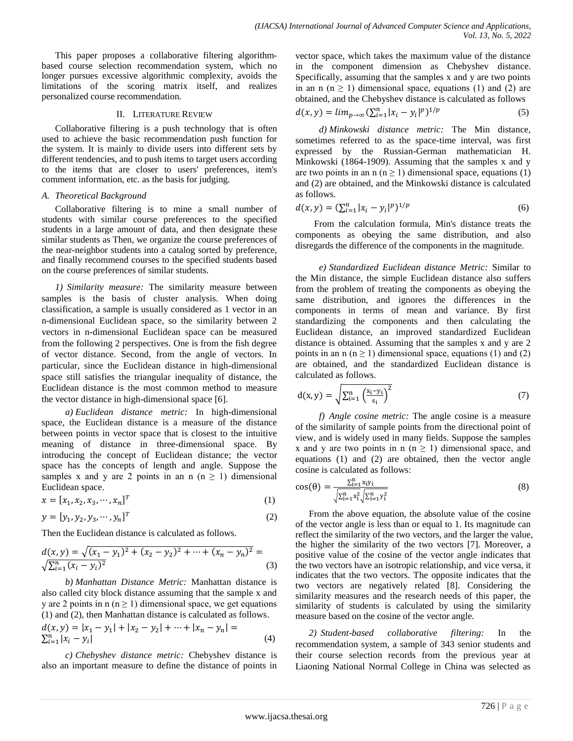This paper proposes a collaborative filtering algorithm-based course selection recommendation system, which no longer pursues excessive algorithmic complexity, avoids the limitations of the scoring matrix itself, and realizes personalized course recommendation.

## II. Literature Review

Collaborative filtering is a push technology that is often used to achieve the basic recommendation push function for the system. It is mainly to divide users into different sets by different tendencies, and to push items to target users according to the items that are closer to users' preferences, item's comment information, etc. as the basis for judging.

### A. Theoretical Background

Collaborative filtering is to mine a small number of students with similar course preferences to the specified students in a large amount of data, and then designate these similar students as Then, we organize the course preferences of the near-neighbor students into a catalog sorted by preference, and finally recommend courses to the specified students based on the course preferences of similar students.

*1) Similarity measure:* The similarity measure between samples is the basis of cluster analysis. When doing classification, a sample is usually considered as 1 vector in an n-dimensional Euclidean space, so the similarity between 2 vectors in n-dimensional Euclidean space can be measured from the following 2 perspectives. One is from the fish degree of vector distance. Second, from the angle of vectors. In particular, since the Euclidean distance in high-dimensional space still satisfies the triangular inequality of distance, the Euclidean distance is the most common method to measure the vector distance in high-dimensional space [6].

*a) Euclidean distance metric:* In high-dimensional space, the Euclidean distance is a measure of the distance between points in vector space that is closest to the intuitive meaning of distance in three-dimensional space. By introducing the concept of Euclidean distance; the vector space has the concepts of length and angle. Suppose the samples x and y are 2 points in an n ($n \geq 1$) dimensional Euclidean space.

$$x = [x_1, x_2, x_3, \cdots, x_n]^T \tag{1}$$

$$y = [y_1, y_2, y_3, \cdots, y_n]^T \tag{2}$$

Then the Euclidean distance is calculated as follows.

$$d(x, y) = \sqrt{(x_1 - y_1)^2 + (x_2 - y_2)^2 + \cdots + (x_n - y_n)^2} = \sqrt{\sum_{i=1}^{n} (x_i - y_i)^2} \tag{3}$$

*b) Manhattan Distance Metric:* Manhattan distance is also called city block distance assuming that the sample x and y are 2 points in n ($n \geq 1$) dimensional space, we get equations (1) and (2), then Manhattan distance is calculated as follows.

$$d(x, y) = |x_1 - y_1| + |x_2 - y_2| + \cdots + |x_n - y_n| = \sum_{i=1}^{n} |x_i - y_i| \tag{4}$$

*c) Chebyshev distance metric:* Chebyshev distance is also an important measure to define the distance of points in vector space, which takes the maximum value of the distance in the component dimension as Chebyshev distance. Specifically, assuming that the samples x and y are two points in an n ($n \geq 1$) dimensional space, equations (1) and (2) are obtained, and the Chebyshev distance is calculated as follows

$$d(x, y) = lim_{p \to \infty} (\sum_{i=1}^{n} |x_i - y_i|^p)^{1/p} \tag{5}$$

*d) Minkowski distance metric:* The Min distance, sometimes referred to as the space-time interval, was first expressed by the Russian-German mathematician H. Minkowski (1864-1909). Assuming that the samples x and y are two points in an n ($n \geq 1$) dimensional space, equations (1) and (2) are obtained, and the Minkowski distance is calculated as follows.

$$d(x, y) = (\sum_{i=1}^{n} |x_i - y_i|^p)^{1/p} \tag{6}$$

From the calculation formula, Min's distance treats the components as obeying the same distribution, and also disregards the difference of the components in the magnitude.

*e) Standardized Euclidean distance Metric:* Similar to the Min distance, the simple Euclidean distance also suffers from the problem of treating the components as obeying the same distribution, and ignores the differences in the components in terms of mean and variance. By first standardizing the components and then calculating the Euclidean distance, an improved standardized Euclidean distance is obtained. Assuming that the samples x and y are 2 points in an n ($n \geq 1$) dimensional space, equations (1) and (2) are obtained, and the standardized Euclidean distance is calculated as follows.

$$d(x, y) = \sqrt{\sum_{i=1}^{n} \left(\frac{x_i - y_i}{s_i}\right)^2} \tag{7}$$

*f) Angle cosine metric:* The angle cosine is a measure of the similarity of sample points from the directional point of view, and is widely used in many fields. Suppose the samples x and y are two points in n ($n \geq 1$) dimensional space, and equations (1) and (2) are obtained, then the vector angle cosine is calculated as follows:

$$\cos(\theta) = \frac{\sum_{i=1}^{n} x_i y_i}{\sqrt{\sum_{i=1}^{n} x_i^2} \sqrt{\sum_{i=1}^{n} y_i^2}} \tag{8}$$

From the above equation, the absolute value of the cosine of the vector angle is less than or equal to 1. Its magnitude can reflect the similarity of the two vectors, and the larger the value, the higher the similarity of the two vectors [7]. Moreover, a positive value of the cosine of the vector angle indicates that the two vectors have an isotropic relationship, and vice versa, it indicates that the two vectors. The opposite indicates that the two vectors are negatively related [8]. Considering the similarity measures and the research needs of this paper, the similarity of students is calculated by using the similarity measure based on the cosine of the vector angle.

*2) Student-based collaborative filtering:* In the recommendation system, a sample of 343 senior students and their course selection records from the previous year at Liaoning National Normal College in China was selected as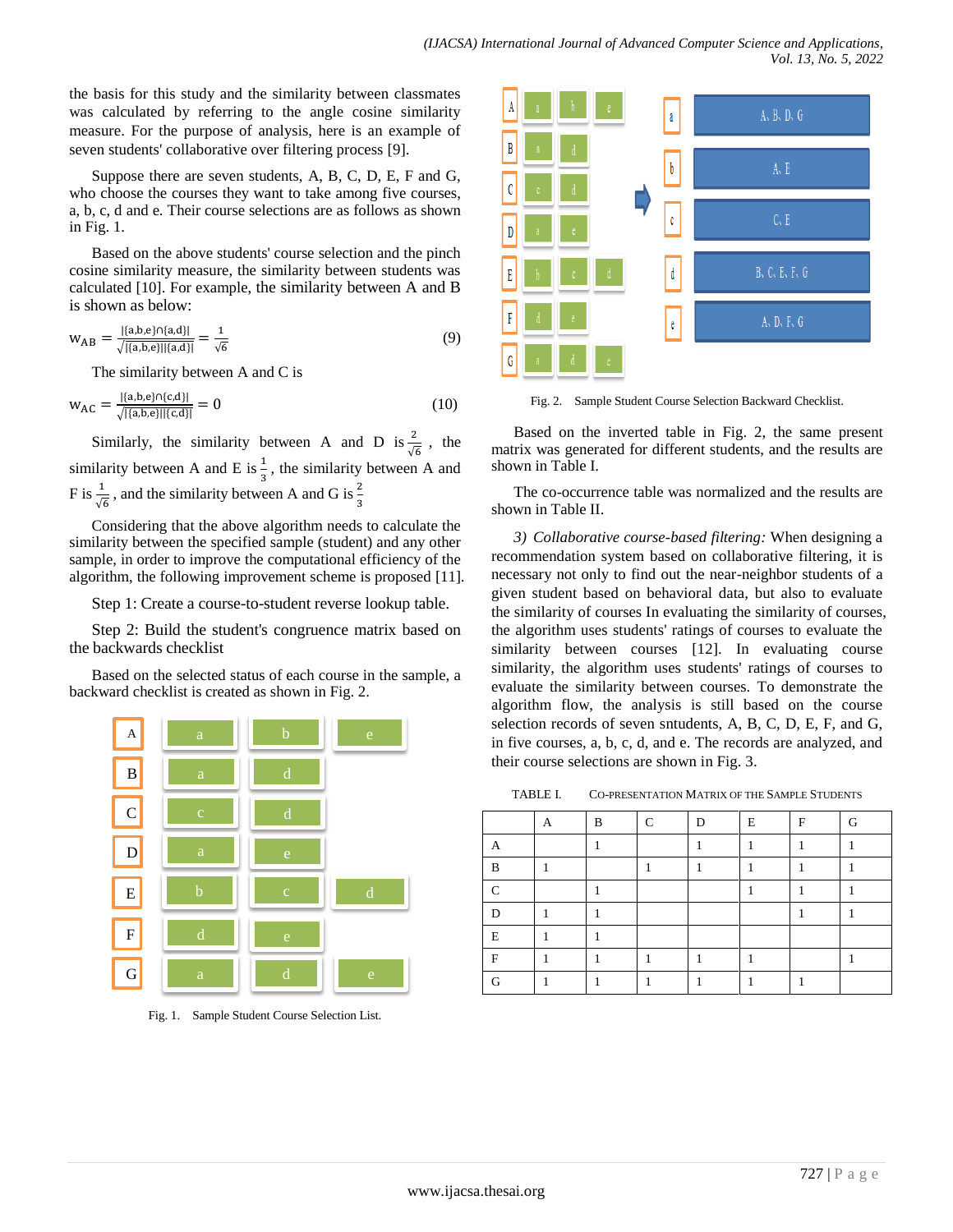the basis for this study and the similarity between classmates was calculated by referring to the angle cosine similarity measure. For the purpose of analysis, here is an example of seven students' collaborative over filtering process [9].

Suppose there are seven students, A, B, C, D, E, F and G, who choose the courses they want to take among five courses, a, b, c, d and e. Their course selections are as follows as shown in Fig. 1.

Based on the above students' course selection and the pinch cosine similarity measure, the similarity between students was calculated [10]. For example, the similarity between A and B is shown as below:

$$w_{AB} = \frac{|\{a,b,e\} \cap \{a,d\}|}{\sqrt{|\{a,b,e\}||\{a,d\}|}} = \frac{1}{\sqrt{6}} \quad (9)$$

The similarity between A and C is

$$w_{AC} = \frac{|\{a,b,e\} \cap \{c,d\}|}{\sqrt{|\{a,b,e\}||\{c,d\}|}} = 0 \quad (10)$$

Similarly, the similarity between A and D is $\frac{2}{\sqrt{6}}$, the similarity between A and E is $\frac{1}{3}$, the similarity between A and F is $\frac{1}{\sqrt{6}}$, and the similarity between A and G is $\frac{2}{3}$

Considering that the above algorithm needs to calculate the similarity between the specified sample (student) and any other sample, in order to improve the computational efficiency of the algorithm, the following improvement scheme is proposed [11].

Step 1: Create a course-to-student reverse lookup table.

Step 2: Build the student's congruence matrix based on the backwards checklist

Based on the selected status of each course in the sample, a backward checklist is created as shown in Fig. 2.

| | | | |
|---|---|---|---|
| A | a | b | e |
| B | a | d | |
| C | c | d | |
| D | a | e | |
| E | b | c | d |
| F | d | e | |
| G | a | d | e |

Fig. 1. Sample Student Course Selection List.

| Course | Students |
|---|---|
| a | A, B, D, G |
| b | A, E |
| c | C, E |
| d | B, C, E, F, G |
| e | A, D, F, G |

Fig. 2. Sample Student Course Selection Backward Checklist.

Based on the inverted table in Fig. 2, the same present matrix was generated for different students, and the results are shown in Table I.

The co-occurrence table was normalized and the results are shown in Table II.

*3) Collaborative course-based filtering:* When designing a recommendation system based on collaborative filtering, it is necessary not only to find out the near-neighbor students of a given student based on behavioral data, but also to evaluate the similarity of courses In evaluating the similarity of courses, the algorithm uses students' ratings of courses to evaluate the similarity between courses [12]. In evaluating course similarity, the algorithm uses students' ratings of courses to evaluate the similarity between courses. To demonstrate the algorithm flow, the analysis is still based on the course selection records of seven sntudents, A, B, C, D, E, F, and G, in five courses, a, b, c, d, and e. The records are analyzed, and their course selections are shown in Fig. 3.

TABLE I. CO-PRESENTATION MATRIX OF THE SAMPLE STUDENTS

| | A | B | C | D | E | F | G |
|---|---|---|---|---|---|---|---|
| A | | 1 | | 1 | 1 | 1 | 1 |
| B | 1 | | 1 | 1 | 1 | 1 | 1 |
| C | | 1 | | | 1 | 1 | 1 |
| D | 1 | 1 | | | | 1 | 1 |
| E | 1 | 1 | | | | | |
| F | 1 | 1 | 1 | 1 | 1 | | 1 |
| G | 1 | 1 | 1 | 1 | 1 | 1 | |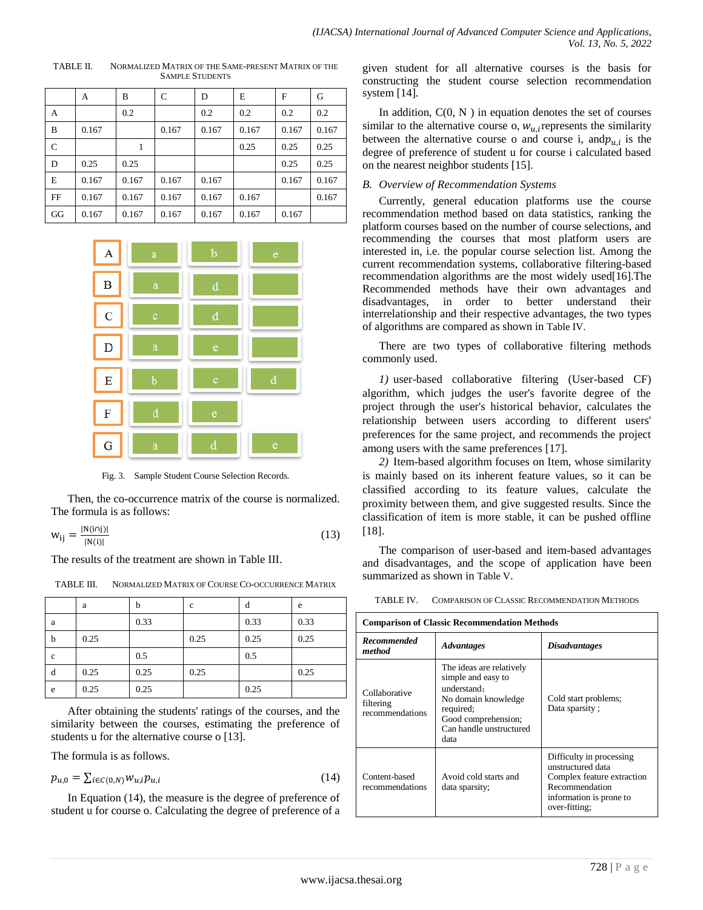TABLE II. NORMALIZED MATRIX OF THE SAME-PRESENT MATRIX OF THE SAMPLE STUDENTS

| | A | B | C | D | E | F | G |
|---|---|---|---|---|---|---|---|
| A | | 0.2 | | 0.2 | 0.2 | 0.2 | 0.2 |
| B | 0.167 | | 0.167 | 0.167 | 0.167 | 0.167 | 0.167 |
| C | | 1 | | | 0.25 | 0.25 | 0.25 |
| D | 0.25 | 0.25 | | | | 0.25 | 0.25 |
| E | 0.167 | 0.167 | 0.167 | 0.167 | | 0.167 | 0.167 |
| FF | 0.167 | 0.167 | 0.167 | 0.167 | 0.167 | | 0.167 |
| GG | 0.167 | 0.167 | 0.167 | 0.167 | 0.167 | 0.167 | |

| Student | Courses | | |
|---|---|---|---|
| A | a | b | e |
| B | a | d | |
| C | c | d | |
| D | a | e | |
| E | b | c | d |
| F | d | e | |
| G | a | d | e |

Fig. 3. Sample Student Course Selection Records.

Then, the co-occurrence matrix of the course is normalized. The formula is as follows:

$$w_{ij} = \frac{|N(i \cap j)|}{|N(i)|} \tag{13}$$

The results of the treatment are shown in Table III.

TABLE III. NORMALIZED MATRIX OF COURSE CO-OCCURRENCE MATRIX

| | a | b | c | d | e |
|---|---|---|---|---|---|
| a | | 0.33 | | 0.33 | 0.33 |
| b | 0.25 | | 0.25 | 0.25 | 0.25 |
| c | | 0.5 | | 0.5 | |
| d | 0.25 | 0.25 | 0.25 | | 0.25 |
| e | 0.25 | 0.25 | | 0.25 | |

After obtaining the students' ratings of the courses, and the similarity between the courses, estimating the preference of students u for the alternative course o [13].

The formula is as follows.

$$p_{u,0} = \sum_{i \in C(0,N)} w_{u,i} p_{u,i} \tag{14}$$

In Equation (14), the measure is the degree of preference of student u for course o. Calculating the degree of preference of a given student for all alternative courses is the basis for constructing the student course selection recommendation system [14].

In addition, C(0, N ) in equation denotes the set of courses similar to the alternative course o, $w_{u,i}$ represents the similarity between the alternative course o and course i, and $p_{u,i}$ is the degree of preference of student u for course i calculated based on the nearest neighbor students [15].

## B. Overview of Recommendation Systems

Currently, general education platforms use the course recommendation method based on data statistics, ranking the platform courses based on the number of course selections, and recommending the courses that most platform users are interested in, i.e. the popular course selection list. Among the current recommendation systems, collaborative filtering-based recommendation algorithms are the most widely used[16].The Recommended methods have their own advantages and disadvantages, in order to better understand their interrelationship and their respective advantages, the two types of algorithms are compared as shown in Table IV.

There are two types of collaborative filtering methods commonly used.

*1)* user-based collaborative filtering (User-based CF) algorithm, which judges the user's favorite degree of the project through the user's historical behavior, calculates the relationship between users according to different users' preferences for the same project, and recommends the project among users with the same preferences [17].

*2)* Item-based algorithm focuses on Item, whose similarity is mainly based on its inherent feature values, so it can be classified according to its feature values, calculate the proximity between them, and give suggested results. Since the classification of item is more stable, it can be pushed offline [18].

The comparison of user-based and item-based advantages and disadvantages, and the scope of application have been summarized as shown in Table V.

TABLE IV. COMPARISON OF CLASSIC RECOMMENDATION METHODS

| Comparison of Classic Recommendation Methods | | |
|---|---|---|
| ***Recommended method*** | ***Advantages*** | ***Disadvantages*** |
| Collaborative filtering recommendations | The ideas are relatively simple and easy to understand; No domain knowledge required; Good comprehension; Can handle unstructured data | Cold start problems; Data sparsity ; |
| Content-based recommendations | Avoid cold starts and data sparsity; | Difficulty in processing unstructured data Complex feature extraction Recommendation information is prone to over-fitting; |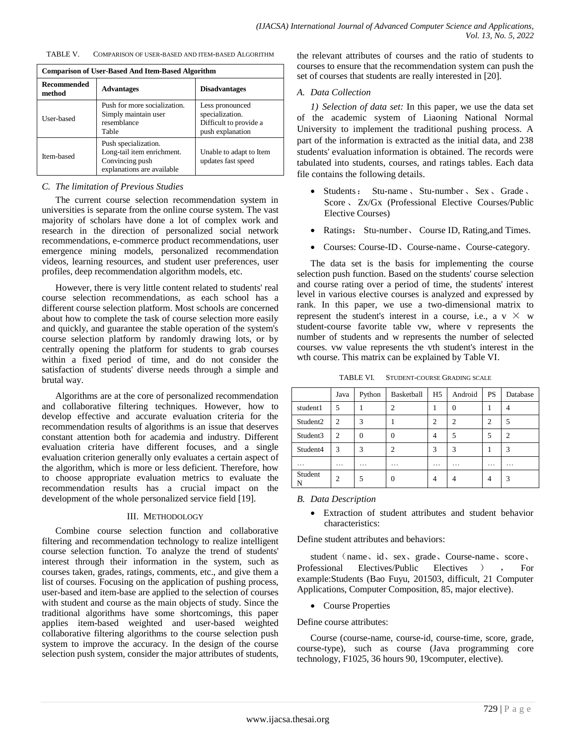TABLE V. COMPARISON OF USER-BASED AND ITEM-BASED ALGORITHM

| Comparison of User-Based And Item-Based Algorithm | | |
|---|---|---|
| **Recommended method** | **Advantages** | **Disadvantages** |
| User-based | Push for more socialization. Simply maintain user resemblance Table | Less pronounced specialization. Difficult to provide a push explanation |
| Item-based | Push specialization. Long-tail item enrichment. Convincing push explanations are available | Unable to adapt to Item updates fast speed |

### *C. The limitation of Previous Studies*

The current course selection recommendation system in universities is separate from the online course system. The vast majority of scholars have done a lot of complex work and research in the direction of personalized social network recommendations, e-commerce product recommendations, user emergence mining models, personalized recommendation videos, learning resources, and student user preferences, user profiles, deep recommendation algorithm models, etc.

However, there is very little content related to students' real course selection recommendations, as each school has a different course selection platform. Most schools are concerned about how to complete the task of course selection more easily and quickly, and guarantee the stable operation of the system's course selection platform by randomly drawing lots, or by centrally opening the platform for students to grab courses within a fixed period of time, and do not consider the satisfaction of students' diverse needs through a simple and brutal way.

Algorithms are at the core of personalized recommendation and collaborative filtering techniques. However, how to develop effective and accurate evaluation criteria for the recommendation results of algorithms is an issue that deserves constant attention both for academia and industry. Different evaluation criteria have different focuses, and a single evaluation criterion generally only evaluates a certain aspect of the algorithm, which is more or less deficient. Therefore, how to choose appropriate evaluation metrics to evaluate the recommendation results has a crucial impact on the development of the whole personalized service field [19].

## III. METHODOLOGY

Combine course selection function and collaborative filtering and recommendation technology to realize intelligent course selection function. To analyze the trend of students' interest through their information in the system, such as courses taken, grades, ratings, comments, etc., and give them a list of courses. Focusing on the application of pushing process, user-based and item-base are applied to the selection of courses with student and course as the main objects of study. Since the traditional algorithms have some shortcomings, this paper applies item-based weighted and user-based weighted collaborative filtering algorithms to the course selection push system to improve the accuracy. In the design of the course selection push system, consider the major attributes of students, the relevant attributes of courses and the ratio of students to courses to ensure that the recommendation system can push the set of courses that students are really interested in [20].

### *A. Data Collection*

*1) Selection of data set:* In this paper, we use the data set of the academic system of Liaoning National Normal University to implement the traditional pushing process. A part of the information is extracted as the initial data, and 238 students' evaluation information is obtained. The records were tabulated into students, courses, and ratings tables. Each data file contains the following details.

- Students： Stu-name、Stu-number、Sex、Grade、Score、Zx/Gx (Professional Elective Courses/Public Elective Courses)
- Ratings： Stu-number、 Course ID, Rating,and Times.
- Courses: Course-ID、Course-name、Course-category.

The data set is the basis for implementing the course selection push function. Based on the students' course selection and course rating over a period of time, the students' interest level in various elective courses is analyzed and expressed by rank. In this paper, we use a two-dimensional matrix to represent the student's interest in a course, i.e., a $v \times w$ student-course favorite table vw, where v represents the number of students and w represents the number of selected courses. vw value represents the vth student's interest in the wth course. This matrix can be explained by Table VI.

TABLE VI. STUDENT-COURSE GRADING SCALE

| | Java | Python | Basketball | H5 | Android | PS | Database |
|---|---|---|---|---|---|---|---|
| student1 | 5 | 1 | 2 | 1 | 0 | 1 | 4 |
| Student2 | 2 | 3 | 1 | 2 | 2 | 2 | 5 |
| Student3 | 2 | 0 | 0 | 4 | 5 | 5 | 2 |
| Student4 | 3 | 3 | 2 | 3 | 3 | 1 | 3 |
| … | … | … | … | … | … | … | … |
| Student N | 2 | 5 | 0 | 4 | 4 | 4 | 3 |

### *B. Data Description*

- Extraction of student attributes and student behavior characteristics:

Define student attributes and behaviors:

student（name、id、sex、grade、Course-name、score、Professional Electives/Public Electives）, For example:Students (Bao Fuyu, 201503, difficult, 21 Computer Applications, Computer Composition, 85, major elective).

- Course Properties

Define course attributes:

Course (course-name, course-id, course-time, score, grade, course-type), such as course (Java programming core technology, F1025, 36 hours 90, 19computer, elective).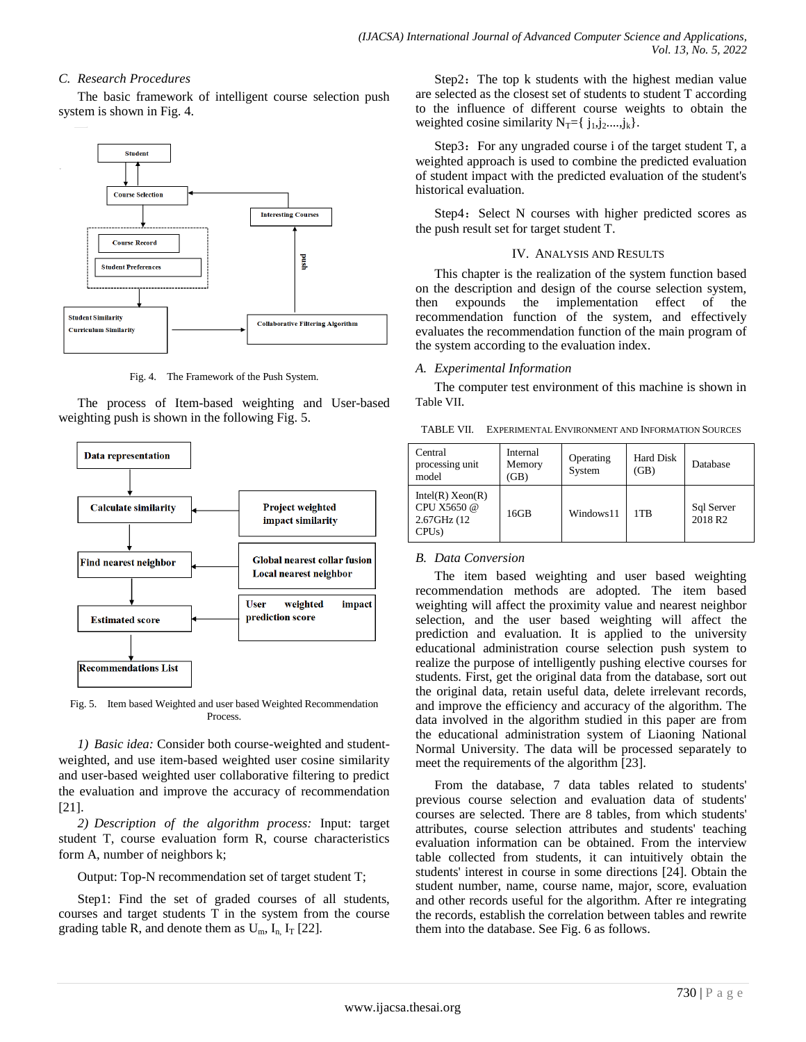### C. Research Procedures

The basic framework of intelligent course selection push system is shown in Fig. 4.

Fig. 4. The Framework of the Push System.

The process of Item-based weighting and User-based weighting push is shown in the following Fig. 5.

Fig. 5. Item based Weighted and user based Weighted Recommendation Process.

*1) Basic idea:* Consider both course-weighted and student-weighted, and use item-based weighted user cosine similarity and user-based weighted user collaborative filtering to predict the evaluation and improve the accuracy of recommendation [21].

*2) Description of the algorithm process:* Input: target student T, course evaluation form R, course characteristics form A, number of neighbors k;

Output: Top-N recommendation set of target student T;

Step1: Find the set of graded courses of all students, courses and target students T in the system from the course grading table R, and denote them as $U_m$, $I_n$, $I_T$ [22].

Step2：The top k students with the highest median value are selected as the closest set of students to student T according to the influence of different course weights to obtain the weighted cosine similarity $N_T=\{ j_1,j_2....,j_k\}$.

Step3：For any ungraded course i of the target student T, a weighted approach is used to combine the predicted evaluation of student impact with the predicted evaluation of the student's historical evaluation.

Step4：Select N courses with higher predicted scores as the push result set for target student T.

## IV. Analysis and Results

This chapter is the realization of the system function based on the description and design of the course selection system, then expounds the implementation effect of the recommendation function of the system, and effectively evaluates the recommendation function of the main program of the system according to the evaluation index.

### A. Experimental Information

The computer test environment of this machine is shown in Table VII.

TABLE VII. Experimental Environment and Information Sources

| Central processing unit model | Internal Memory (GB) | Operating System | Hard Disk (GB) | Database |
|---|---|---|---|---|
| Intel(R) Xeon(R) CPU X5650 @ 2.67GHz (12 CPUs) | 16GB | Windows11 | 1TB | Sql Server 2018 R2 |

### B. Data Conversion

The item based weighting and user based weighting recommendation methods are adopted. The item based weighting will affect the proximity value and nearest neighbor selection, and the user based weighting will affect the prediction and evaluation. It is applied to the university educational administration course selection push system to realize the purpose of intelligently pushing elective courses for students. First, get the original data from the database, sort out the original data, retain useful data, delete irrelevant records, and improve the efficiency and accuracy of the algorithm. The data involved in the algorithm studied in this paper are from the educational administration system of Liaoning National Normal University. The data will be processed separately to meet the requirements of the algorithm [23].

From the database, 7 data tables related to students' previous course selection and evaluation data of students' courses are selected. There are 8 tables, from which students' attributes, course selection attributes and students' teaching evaluation information can be obtained. From the interview table collected from students, it can intuitively obtain the students' interest in course in some directions [24]. Obtain the student number, name, course name, major, score, evaluation and other records useful for the algorithm. After re integrating the records, establish the correlation between tables and rewrite them into the database. See Fig. 6 as follows.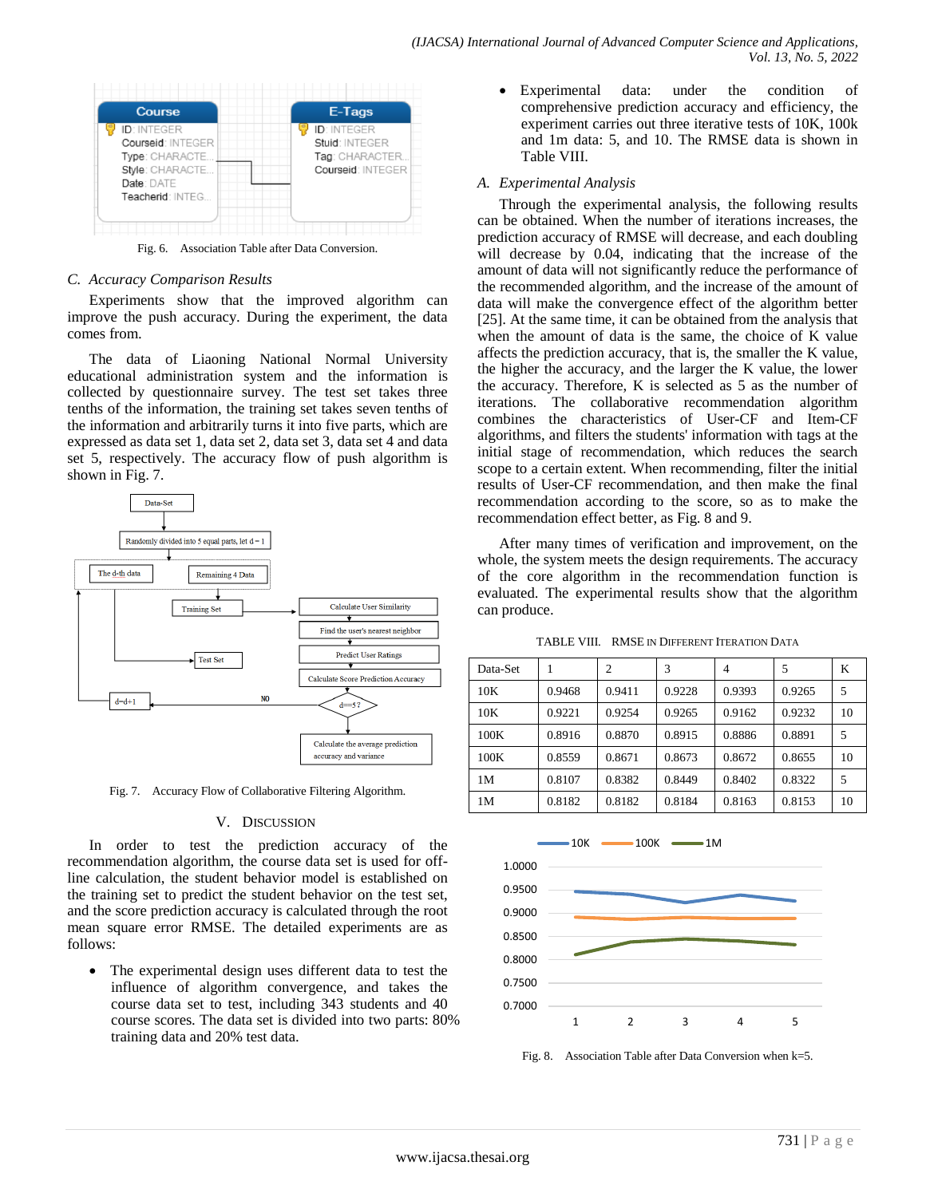Fig. 6. Association Table after Data Conversion.

## C. Accuracy Comparison Results

Experiments show that the improved algorithm can improve the push accuracy. During the experiment, the data comes from.

The data of Liaoning National Normal University educational administration system and the information is collected by questionnaire survey. The test set takes three tenths of the information, the training set takes seven tenths of the information and arbitrarily turns it into five parts, which are expressed as data set 1, data set 2, data set 3, data set 4 and data set 5, respectively. The accuracy flow of push algorithm is shown in Fig. 7.

Fig. 7. Accuracy Flow of Collaborative Filtering Algorithm.

# V. Discussion

In order to test the prediction accuracy of the recommendation algorithm, the course data set is used for off-line calculation, the student behavior model is established on the training set to predict the student behavior on the test set, and the score prediction accuracy is calculated through the root mean square error RMSE. The detailed experiments are as follows:

- The experimental design uses different data to test the influence of algorithm convergence, and takes the course data set to test, including 343 students and 40 course scores. The data set is divided into two parts: 80% training data and 20% test data.
- Experimental data: under the condition of comprehensive prediction accuracy and efficiency, the experiment carries out three iterative tests of 10K, 100k and 1m data: 5, and 10. The RMSE data is shown in Table VIII.

## A. Experimental Analysis

Through the experimental analysis, the following results can be obtained. When the number of iterations increases, the prediction accuracy of RMSE will decrease, and each doubling will decrease by 0.04, indicating that the increase of the amount of data will not significantly reduce the performance of the recommended algorithm, and the increase of the amount of data will make the convergence effect of the algorithm better [25]. At the same time, it can be obtained from the analysis that when the amount of data is the same, the choice of K value affects the prediction accuracy, that is, the smaller the K value, the higher the accuracy, and the larger the K value, the lower the accuracy. Therefore, K is selected as 5 as the number of iterations. The collaborative recommendation algorithm combines the characteristics of User-CF and Item-CF algorithms, and filters the students' information with tags at the initial stage of recommendation, which reduces the search scope to a certain extent. When recommending, filter the initial results of User-CF recommendation, and then make the final recommendation according to the score, so as to make the recommendation effect better, as Fig. 8 and 9.

After many times of verification and improvement, on the whole, the system meets the design requirements. The accuracy of the core algorithm in the recommendation function is evaluated. The experimental results show that the algorithm can produce.

TABLE VIII. RMSE in Different Iteration Data

| Data-Set | 1 | 2 | 3 | 4 | 5 | K |
|---|---|---|---|---|---|---|
| 10K | 0.9468 | 0.9411 | 0.9228 | 0.9393 | 0.9265 | 5 |
| 10K | 0.9221 | 0.9254 | 0.9265 | 0.9162 | 0.9232 | 10 |
| 100K | 0.8916 | 0.8870 | 0.8915 | 0.8886 | 0.8891 | 5 |
| 100K | 0.8559 | 0.8671 | 0.8673 | 0.8672 | 0.8655 | 10 |
| 1M | 0.8107 | 0.8382 | 0.8449 | 0.8402 | 0.8322 | 5 |
| 1M | 0.8182 | 0.8182 | 0.8184 | 0.8163 | 0.8153 | 10 |

Fig. 8. Association Table after Data Conversion when k=5.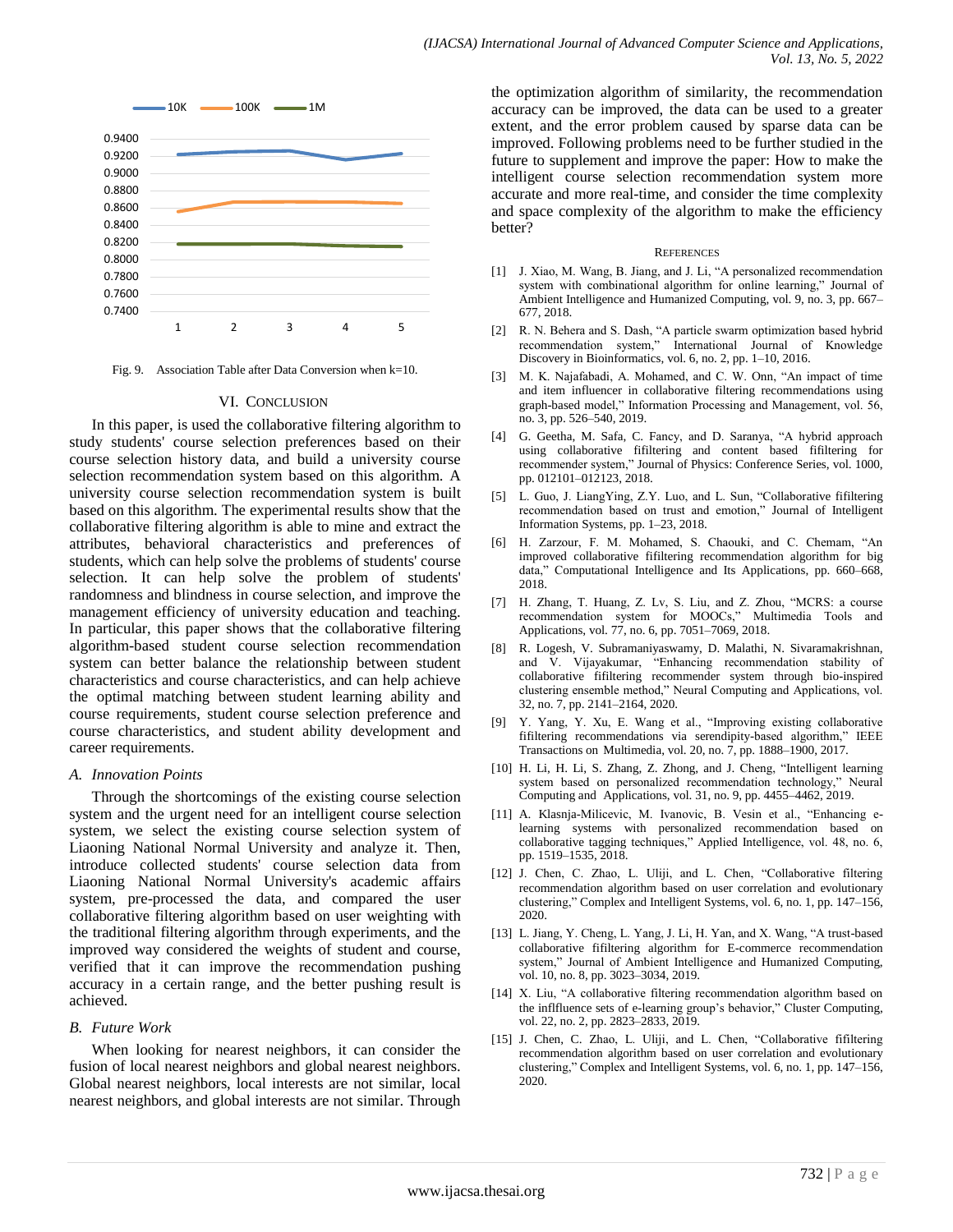Fig. 9. Association Table after Data Conversion when k=10.

## VI. Conclusion

In this paper, is used the collaborative filtering algorithm to study students' course selection preferences based on their course selection history data, and build a university course selection recommendation system based on this algorithm. A university course selection recommendation system is built based on this algorithm. The experimental results show that the collaborative filtering algorithm is able to mine and extract the attributes, behavioral characteristics and preferences of students, which can help solve the problems of students' course selection. It can help solve the problem of students' randomness and blindness in course selection, and improve the management efficiency of university education and teaching. In particular, this paper shows that the collaborative filtering algorithm-based student course selection recommendation system can better balance the relationship between student characteristics and course characteristics, and can help achieve the optimal matching between student learning ability and course requirements, student course selection preference and course characteristics, and student ability development and career requirements.

### A. Innovation Points

Through the shortcomings of the existing course selection system and the urgent need for an intelligent course selection system, we select the existing course selection system of Liaoning National Normal University and analyze it. Then, introduce collected students' course selection data from Liaoning National Normal University's academic affairs system, pre-processed the data, and compared the user collaborative filtering algorithm based on user weighting with the traditional filtering algorithm through experiments, and the improved way considered the weights of student and course, verified that it can improve the recommendation pushing accuracy in a certain range, and the better pushing result is achieved.

### B. Future Work

When looking for nearest neighbors, it can consider the fusion of local nearest neighbors and global nearest neighbors. Global nearest neighbors, local interests are not similar, local nearest neighbors, and global interests are not similar. Through the optimization algorithm of similarity, the recommendation accuracy can be improved, the data can be used to a greater extent, and the error problem caused by sparse data can be improved. Following problems need to be further studied in the future to supplement and improve the paper: How to make the intelligent course selection recommendation system more accurate and more real-time, and consider the time complexity and space complexity of the algorithm to make the efficiency better?

## References

[1] J. Xiao, M. Wang, B. Jiang, and J. Li, "A personalized recommendation system with combinational algorithm for online learning," Journal of Ambient Intelligence and Humanized Computing, vol. 9, no. 3, pp. 667–677, 2018.

[2] R. N. Behera and S. Dash, "A particle swarm optimization based hybrid recommendation system," International Journal of Knowledge Discovery in Bioinformatics, vol. 6, no. 2, pp. 1–10, 2016.

[3] M. K. Najafabadi, A. Mohamed, and C. W. Onn, "An impact of time and item influencer in collaborative filtering recommendations using graph-based model," Information Processing and Management, vol. 56, no. 3, pp. 526–540, 2019.

[4] G. Geetha, M. Safa, C. Fancy, and D. Saranya, "A hybrid approach using collaborative fifiltering and content based fifiltering for recommender system," Journal of Physics: Conference Series, vol. 1000, pp. 012101–012123, 2018.

[5] L. Guo, J. LiangYing, Z.Y. Luo, and L. Sun, "Collaborative fifiltering recommendation based on trust and emotion," Journal of Intelligent Information Systems, pp. 1–23, 2018.

[6] H. Zarzour, F. M. Mohamed, S. Chaouki, and C. Chemam, "An improved collaborative fifiltering recommendation algorithm for big data," Computational Intelligence and Its Applications, pp. 660–668, 2018.

[7] H. Zhang, T. Huang, Z. Lv, S. Liu, and Z. Zhou, "MCRS: a course recommendation system for MOOCs," Multimedia Tools and Applications, vol. 77, no. 6, pp. 7051–7069, 2018.

[8] R. Logesh, V. Subramaniyaswamy, D. Malathi, N. Sivaramakrishnan, and V. Vijayakumar, "Enhancing recommendation stability of collaborative fifiltering recommender system through bio-inspired clustering ensemble method," Neural Computing and Applications, vol. 32, no. 7, pp. 2141–2164, 2020.

[9] Y. Yang, Y. Xu, E. Wang et al., "Improving existing collaborative fifiltering recommendations via serendipity-based algorithm," IEEE Transactions on Multimedia, vol. 20, no. 7, pp. 1888–1900, 2017.

[10] H. Li, H. Li, S. Zhang, Z. Zhong, and J. Cheng, "Intelligent learning system based on personalized recommendation technology," Neural Computing and Applications, vol. 31, no. 9, pp. 4455–4462, 2019.

[11] A. Klasnja-Milicevic, M. Ivanovic, B. Vesin et al., "Enhancing e-learning systems with personalized recommendation based on collaborative tagging techniques," Applied Intelligence, vol. 48, no. 6, pp. 1519–1535, 2018.

[12] J. Chen, C. Zhao, L. Uliji, and L. Chen, "Collaborative filtering recommendation algorithm based on user correlation and evolutionary clustering," Complex and Intelligent Systems, vol. 6, no. 1, pp. 147–156, 2020.

[13] L. Jiang, Y. Cheng, L. Yang, J. Li, H. Yan, and X. Wang, "A trust-based collaborative fifiltering algorithm for E-commerce recommendation system," Journal of Ambient Intelligence and Humanized Computing, vol. 10, no. 8, pp. 3023–3034, 2019.

[14] X. Liu, "A collaborative filtering recommendation algorithm based on the inflfluence sets of e-learning group's behavior," Cluster Computing, vol. 22, no. 2, pp. 2823–2833, 2019.

[15] J. Chen, C. Zhao, L. Uliji, and L. Chen, "Collaborative fifiltering recommendation algorithm based on user correlation and evolutionary clustering," Complex and Intelligent Systems, vol. 6, no. 1, pp. 147–156, 2020.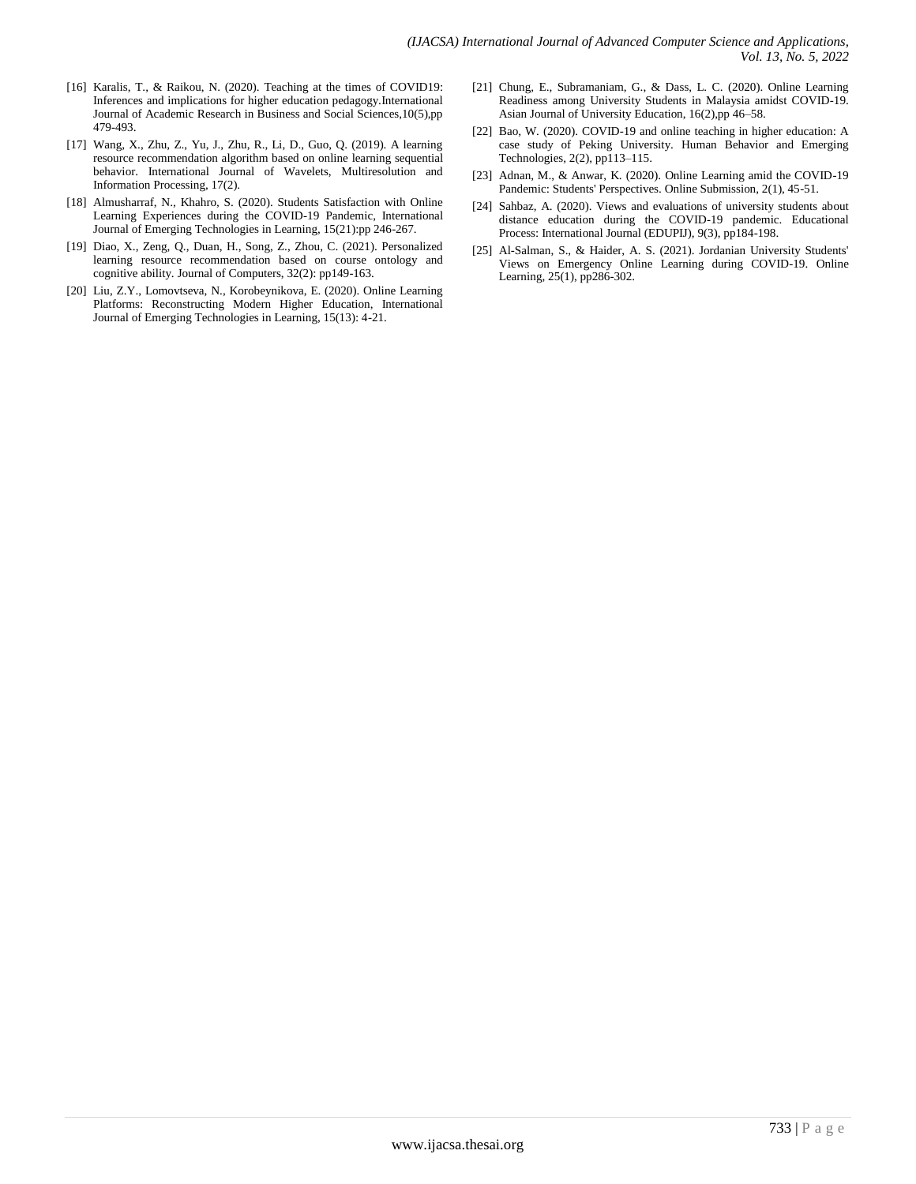[16] Karalis, T., & Raikou, N. (2020). Teaching at the times of COVID19: Inferences and implications for higher education pedagogy.International Journal of Academic Research in Business and Social Sciences,10(5),pp 479-493.

[17] Wang, X., Zhu, Z., Yu, J., Zhu, R., Li, D., Guo, Q. (2019). A learning resource recommendation algorithm based on online learning sequential behavior. International Journal of Wavelets, Multiresolution and Information Processing, 17(2).

[18] Almusharraf, N., Khahro, S. (2020). Students Satisfaction with Online Learning Experiences during the COVID-19 Pandemic, International Journal of Emerging Technologies in Learning, 15(21):pp 246-267.

[19] Diao, X., Zeng, Q., Duan, H., Song, Z., Zhou, C. (2021). Personalized learning resource recommendation based on course ontology and cognitive ability. Journal of Computers, 32(2): pp149-163.

[20] Liu, Z.Y., Lomovtseva, N., Korobeynikova, E. (2020). Online Learning Platforms: Reconstructing Modern Higher Education, International Journal of Emerging Technologies in Learning, 15(13): 4-21.

[21] Chung, E., Subramaniam, G., & Dass, L. C. (2020). Online Learning Readiness among University Students in Malaysia amidst COVID-19. Asian Journal of University Education, 16(2),pp 46–58.

[22] Bao, W. (2020). COVID-19 and online teaching in higher education: A case study of Peking University. Human Behavior and Emerging Technologies, 2(2), pp113–115.

[23] Adnan, M., & Anwar, K. (2020). Online Learning amid the COVID-19 Pandemic: Students' Perspectives. Online Submission, 2(1), 45-51.

[24] Sahbaz, A. (2020). Views and evaluations of university students about distance education during the COVID-19 pandemic. Educational Process: International Journal (EDUPIJ), 9(3), pp184-198.

[25] Al-Salman, S., & Haider, A. S. (2021). Jordanian University Students' Views on Emergency Online Learning during COVID-19. Online Learning, 25(1), pp286-302.